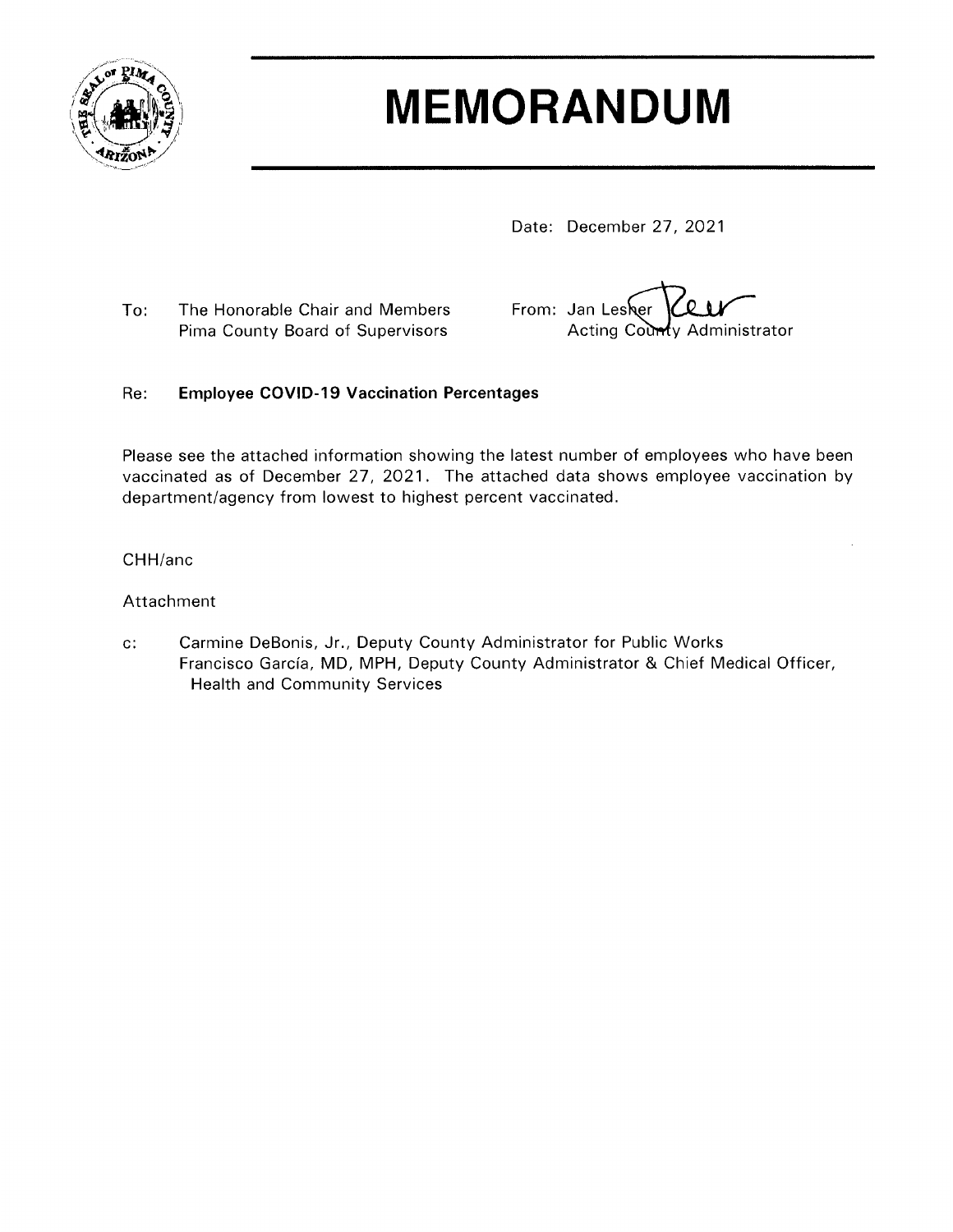# MEMORANDUM

Date: December 27, 2021

To: The Honorable Chair and Members
Pima County Board of Supervisors

From: Jan Lesher
Acting County Administrator

Re: **Employee COVID-19 Vaccination Percentages**

Please see the attached information showing the latest number of employees who have been vaccinated as of December 27, 2021. The attached data shows employee vaccination by department/agency from lowest to highest percent vaccinated.

CHH/anc

Attachment

c: Carmine DeBonis, Jr., Deputy County Administrator for Public Works
Francisco García, MD, MPH, Deputy County Administrator & Chief Medical Officer, Health and Community Services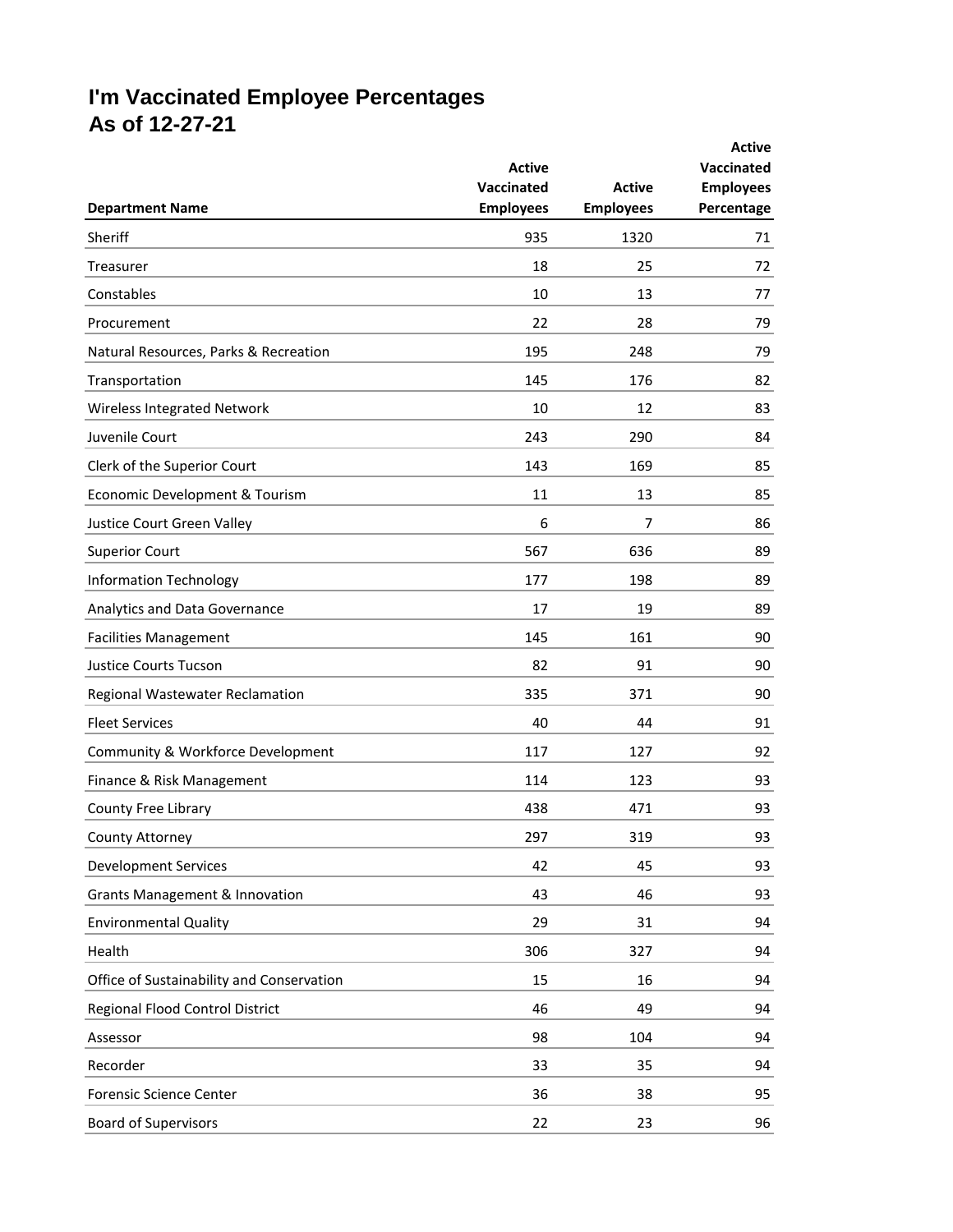# I'm Vaccinated Employee Percentages
## As of 12-27-21

| Department Name | Active Vaccinated Employees | Active Employees | Active Vaccinated Employees Percentage |
|---|---|---|---|
| Sheriff | 935 | 1320 | 71 |
| Treasurer | 18 | 25 | 72 |
| Constables | 10 | 13 | 77 |
| Procurement | 22 | 28 | 79 |
| Natural Resources, Parks & Recreation | 195 | 248 | 79 |
| Transportation | 145 | 176 | 82 |
| Wireless Integrated Network | 10 | 12 | 83 |
| Juvenile Court | 243 | 290 | 84 |
| Clerk of the Superior Court | 143 | 169 | 85 |
| Economic Development & Tourism | 11 | 13 | 85 |
| Justice Court Green Valley | 6 | 7 | 86 |
| Superior Court | 567 | 636 | 89 |
| Information Technology | 177 | 198 | 89 |
| Analytics and Data Governance | 17 | 19 | 89 |
| Facilities Management | 145 | 161 | 90 |
| Justice Courts Tucson | 82 | 91 | 90 |
| Regional Wastewater Reclamation | 335 | 371 | 90 |
| Fleet Services | 40 | 44 | 91 |
| Community & Workforce Development | 117 | 127 | 92 |
| Finance & Risk Management | 114 | 123 | 93 |
| County Free Library | 438 | 471 | 93 |
| County Attorney | 297 | 319 | 93 |
| Development Services | 42 | 45 | 93 |
| Grants Management & Innovation | 43 | 46 | 93 |
| Environmental Quality | 29 | 31 | 94 |
| Health | 306 | 327 | 94 |
| Office of Sustainability and Conservation | 15 | 16 | 94 |
| Regional Flood Control District | 46 | 49 | 94 |
| Assessor | 98 | 104 | 94 |
| Recorder | 33 | 35 | 94 |
| Forensic Science Center | 36 | 38 | 95 |
| Board of Supervisors | 22 | 23 | 96 |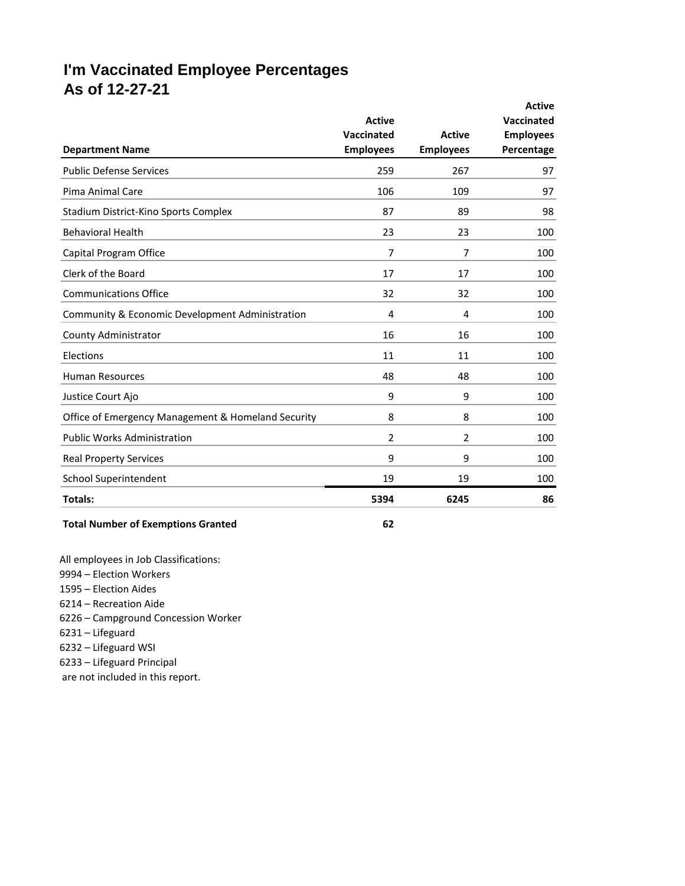# I'm Vaccinated Employee Percentages
# As of 12-27-21

| Department Name | Active Vaccinated Employees | Active Employees | Active Vaccinated Employees Percentage |
|---|---|---|---|
| Public Defense Services | 259 | 267 | 97 |
| Pima Animal Care | 106 | 109 | 97 |
| Stadium District-Kino Sports Complex | 87 | 89 | 98 |
| Behavioral Health | 23 | 23 | 100 |
| Capital Program Office | 7 | 7 | 100 |
| Clerk of the Board | 17 | 17 | 100 |
| Communications Office | 32 | 32 | 100 |
| Community & Economic Development Administration | 4 | 4 | 100 |
| County Administrator | 16 | 16 | 100 |
| Elections | 11 | 11 | 100 |
| Human Resources | 48 | 48 | 100 |
| Justice Court Ajo | 9 | 9 | 100 |
| Office of Emergency Management & Homeland Security | 8 | 8 | 100 |
| Public Works Administration | 2 | 2 | 100 |
| Real Property Services | 9 | 9 | 100 |
| School Superintendent | 19 | 19 | 100 |
| **Totals:** | **5394** | **6245** | **86** |

**Total Number of Exemptions Granted** **62**

All employees in Job Classifications:
9994 – Election Workers
1595 – Election Aides
6214 – Recreation Aide
6226 – Campground Concession Worker
6231 – Lifeguard
6232 – Lifeguard WSI
6233 – Lifeguard Principal
are not included in this report.